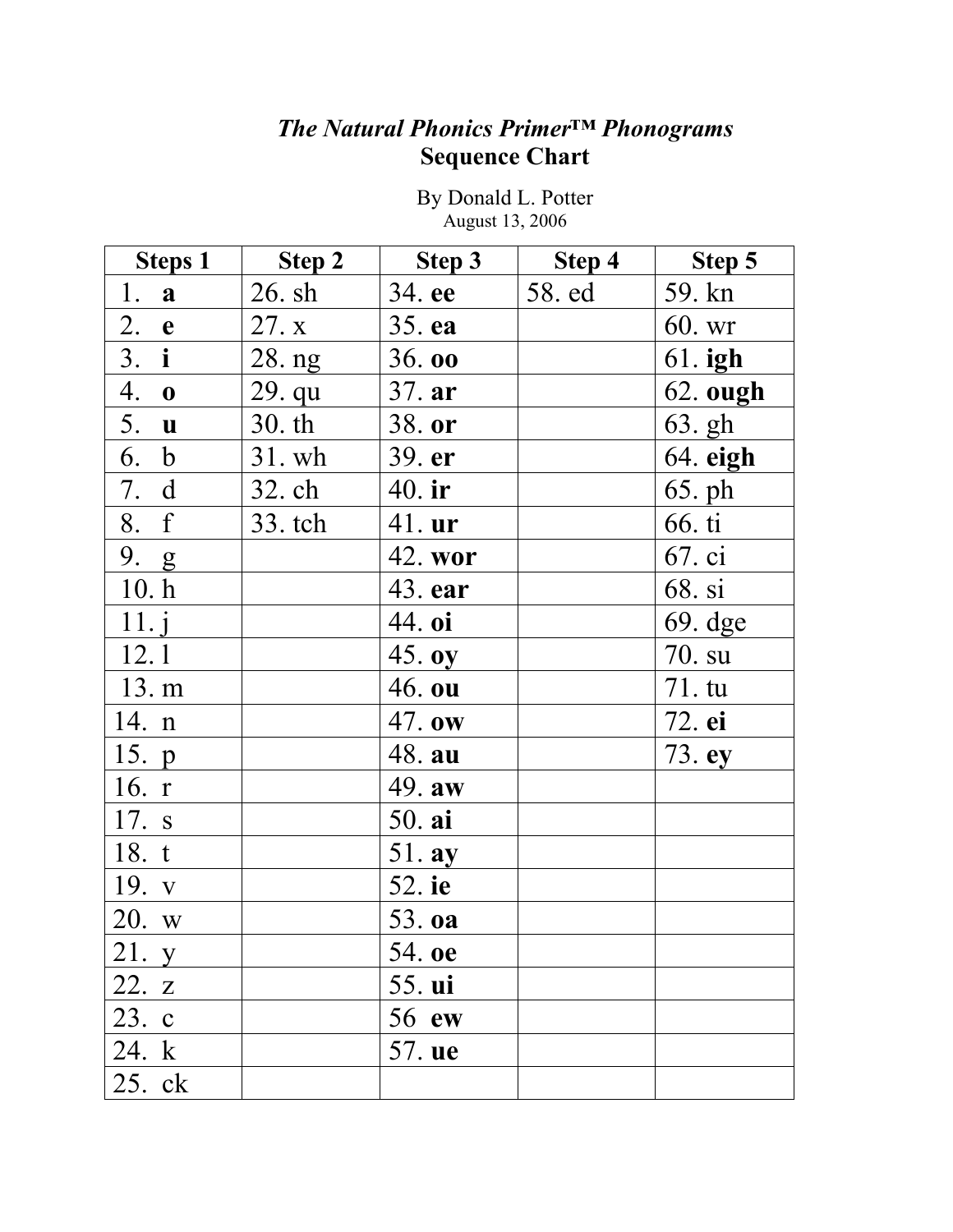# *The Natural Phonics Primer™ Phonograms*
## Sequence Chart

By Donald L. Potter
August 13, 2006

| Steps 1 | Step 2 | Step 3 | Step 4 | Step 5 |
|---|---|---|---|---|
| 1. **a** | 26. sh | 34. **ee** | 58. ed | 59. kn |
| 2. **e** | 27. x | 35. **ea** | | 60. wr |
| 3. **i** | 28. ng | 36. **oo** | | 61. **igh** |
| 4. **o** | 29. qu | 37. **ar** | | 62. **ough** |
| 5. **u** | 30. th | 38. **or** | | 63. gh |
| 6. b | 31. wh | 39. **er** | | 64. **eigh** |
| 7. d | 32. ch | 40. **ir** | | 65. ph |
| 8. f | 33. tch | 41. **ur** | | 66. ti |
| 9. g | | 42. **wor** | | 67. ci |
| 10. h | | 43. **ear** | | 68. si |
| 11. j | | 44. **oi** | | 69. dge |
| 12. l | | 45. **oy** | | 70. su |
| 13. m | | 46. **ou** | | 71. tu |
| 14. n | | 47. **ow** | | 72. **ei** |
| 15. p | | 48. **au** | | 73. **ey** |
| 16. r | | 49. **aw** | | |
| 17. s | | 50. **ai** | | |
| 18. t | | 51. **ay** | | |
| 19. v | | 52. **ie** | | |
| 20. w | | 53. **oa** | | |
| 21. y | | 54. **oe** | | |
| 22. z | | 55. **ui** | | |
| 23. c | | 56 **ew** | | |
| 24. k | | 57. **ue** | | |
| 25. ck | | | | |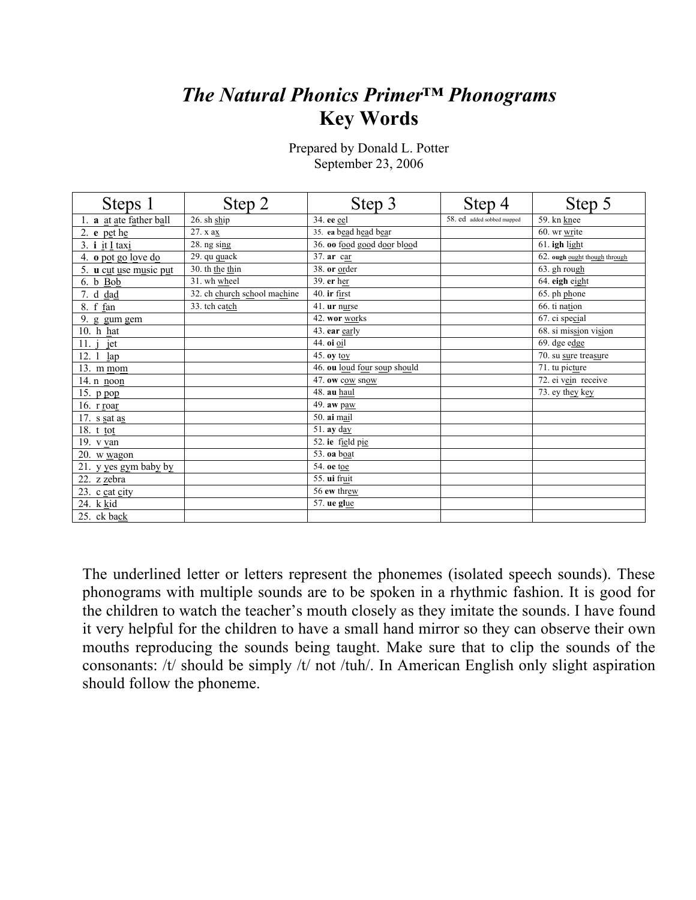# *The Natural Phonics Primer™ Phonograms*
## Key Words

Prepared by Donald L. Potter
September 23, 2006

| Steps 1 | Step 2 | Step 3 | Step 4 | Step 5 |
|---|---|---|---|---|
| 1. **a** at ate father ball | 26. sh ship | 34. **ee** eel | 58. ed added sobbed mapped | 59. kn knee |
| 2. **e** pet he | 27. x ax | 35. **ea** bead head bear | | 60. wr write |
| 3. **i** it I taxi | 28. ng sing | 36. **oo** food good door blood | | 61. **igh** light |
| 4. **o** pot go love do | 29. qu quack | 37. **ar** car | | 62. **ough** ought though through |
| 5. **u** cut use music put | 30. th the thin | 38. **or** order | | 63. gh rough |
| 6. b Bob | 31. wh wheel | 39. **er** her | | 64. **eigh** eight |
| 7. d dad | 32. ch church school machine | 40. **ir** first | | 65. ph phone |
| 8. f fan | 33. tch catch | 41. **ur** nurse | | 66. ti nation |
| 9. g gum gem | | 42. **wor** works | | 67. ci special |
| 10. h hat | | 43. **ear** early | | 68. si mission vision |
| 11. j jet | | 44. **oi** oil | | 69. dge edge |
| 12. l lap | | 45. **oy** toy | | 70. su sure treasure |
| 13. m mom | | 46. **ou** loud four soup should | | 71. tu picture |
| 14. n noon | | 47. **ow** cow snow | | 72. ei vein receive |
| 15. p pop | | 48. **au** haul | | 73. ey they key |
| 16. r roar | | 49. **aw** paw | | |
| 17. s sat as | | 50. **ai** mail | | |
| 18. t tot | | 51. **ay** day | | |
| 19. v van | | 52. **ie** field pie | | |
| 20. w wagon | | 53. **oa** boat | | |
| 21. y yes gym baby by | | 54. **oe** toe | | |
| 22. z zebra | | 55. **ui** fruit | | |
| 23. c cat city | | 56 **ew** threw | | |
| 24. k kid | | 57. **ue** glue | | |
| 25. ck back | | | | |

The underlined letter or letters represent the phonemes (isolated speech sounds). These phonograms with multiple sounds are to be spoken in a rhythmic fashion. It is good for the children to watch the teacher's mouth closely as they imitate the sounds. I have found it very helpful for the children to have a small hand mirror so they can observe their own mouths reproducing the sounds being taught. Make sure that to clip the sounds of the consonants: /t/ should be simply /t/ not /tuh/. In American English only slight aspiration should follow the phoneme.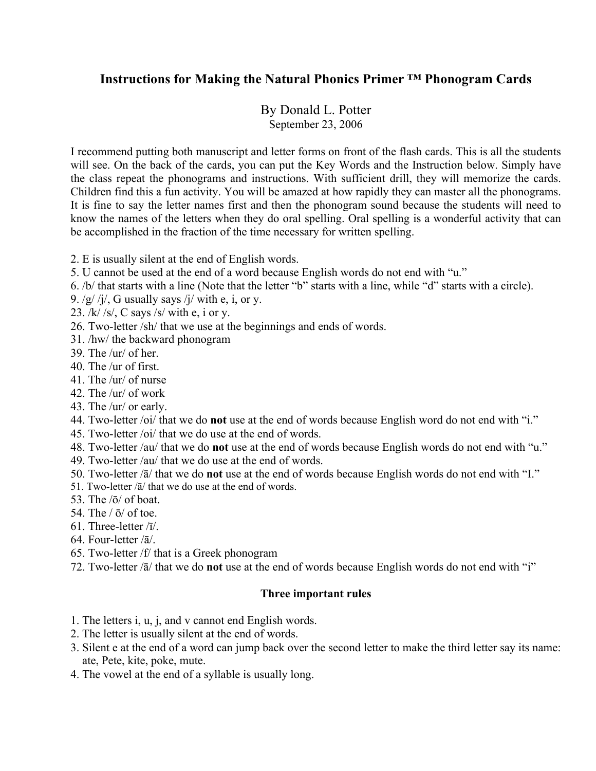# Instructions for Making the Natural Phonics Primer ™ Phonogram Cards

By Donald L. Potter
September 23, 2006

I recommend putting both manuscript and letter forms on front of the flash cards. This is all the students will see. On the back of the cards, you can put the Key Words and the Instruction below. Simply have the class repeat the phonograms and instructions. With sufficient drill, they will memorize the cards. Children find this a fun activity. You will be amazed at how rapidly they can master all the phonograms. It is fine to say the letter names first and then the phonogram sound because the students will need to know the names of the letters when they do oral spelling. Oral spelling is a wonderful activity that can be accomplished in the fraction of the time necessary for written spelling.

2. E is usually silent at the end of English words.
5. U cannot be used at the end of a word because English words do not end with "u."
6. /b/ that starts with a line (Note that the letter "b" starts with a line, while "d" starts with a circle).
9. /g/ /j/, G usually says /j/ with e, i, or y.
23. /k/ /s/, C says /s/ with e, i or y.
26. Two-letter /sh/ that we use at the beginnings and ends of words.
31. /hw/ the backward phonogram
39. The /ur/ of her.
40. The /ur of first.
41. The /ur/ of nurse
42. The /ur/ of work
43. The /ur/ or early.
44. Two-letter /oi/ that we do **not** use at the end of words because English word do not end with "i."
45. Two-letter /oi/ that we do use at the end of words.
48. Two-letter /au/ that we do **not** use at the end of words because English words do not end with "u."
49. Two-letter /au/ that we do use at the end of words.
50. Two-letter /ā/ that we do **not** use at the end of words because English words do not end with "I."
51. Two-letter /ā/ that we do use at the end of words.
53. The /ō/ of boat.
54. The / ō/ of toe.
61. Three-letter /ī/.
64. Four-letter /ā/.
65. Two-letter /f/ that is a Greek phonogram
72. Two-letter /ā/ that we do **not** use at the end of words because English words do not end with "i"

**Three important rules**

1. The letters i, u, j, and v cannot end English words.
2. The letter is usually silent at the end of words.
3. Silent e at the end of a word can jump back over the second letter to make the third letter say its name: ate, Pete, kite, poke, mute.
4. The vowel at the end of a syllable is usually long.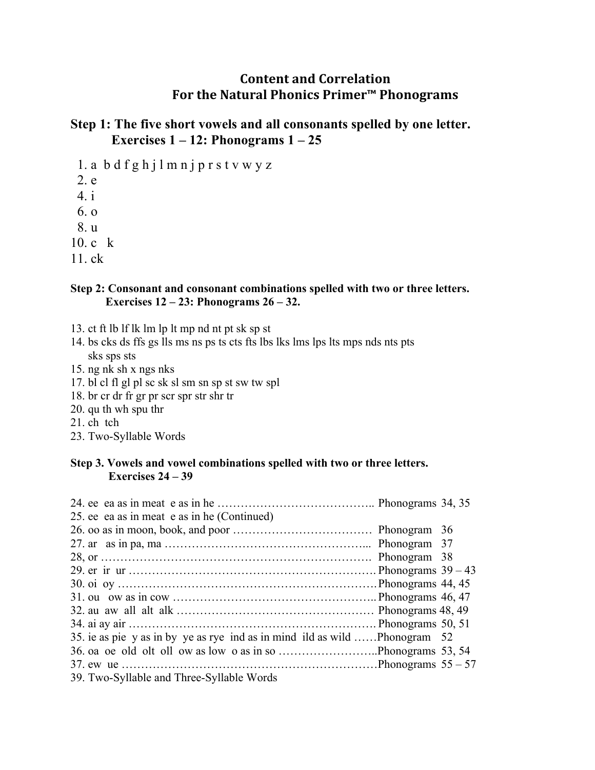# Content and Correlation
# For the Natural Phonics Primer™ Phonograms

## Step 1: The five short vowels and all consonants spelled by one letter.
## Exercises 1 – 12: Phonograms 1 – 25

1. a  b d f g h j l m n j p r s t v w y z
2. e
4. i
6. o
8. u
10. c   k
11. ck

#### Step 2: Consonant and consonant combinations spelled with two or three letters.
#### Exercises 12 – 23: Phonograms 26 – 32.

13. ct ft lb lf lk lm lp lt mp nd nt pt sk sp st
14. bs cks ds ffs gs lls ms ns ps ts cts fts lbs lks lms lps lts mps nds nts pts sks sps sts
15. ng nk sh x ngs nks
17. bl cl fl gl pl sc sk sl sm sn sp st sw tw spl
18. br cr dr fr gr pr scr spr str shr tr
20. qu th wh spu thr
21. ch  tch
23. Two-Syllable Words

#### Step 3. Vowels and vowel combinations spelled with two or three letters.
#### Exercises 24 – 39

24. ee  ea as in meat  e as in he ………………………………….. Phonograms  34, 35
25. ee  ea as in meat  e as in he (Continued)
26. oo as in moon, book, and poor ……………………………… Phonogram  36
27. ar  as in pa, ma …………………………………………... Phonogram  37
28, or ………………………………………………………… Phonogram  38
29. er  ir  ur ……………………………………………………. Phonograms  39 – 43
30. oi  oy ………………………………………………………. Phonograms  44, 45
31. ou  ow as in cow ……………………………………….. Phonograms  46, 47
32. au  aw  all  alt  alk …………………………………… Phonograms 48, 49
34. ai ay air ……………………………………………………. Phonograms  50, 51
35. ie as pie  y as in by  ye as rye  ind as in mind  ild as wild ……Phonogram  52
36. oa  oe  old  olt  oll  ow as low  o as in so ……………………..Phonograms  53, 54
37. ew  ue ………………………………………………………Phonograms  55 – 57
39. Two-Syllable and Three-Syllable Words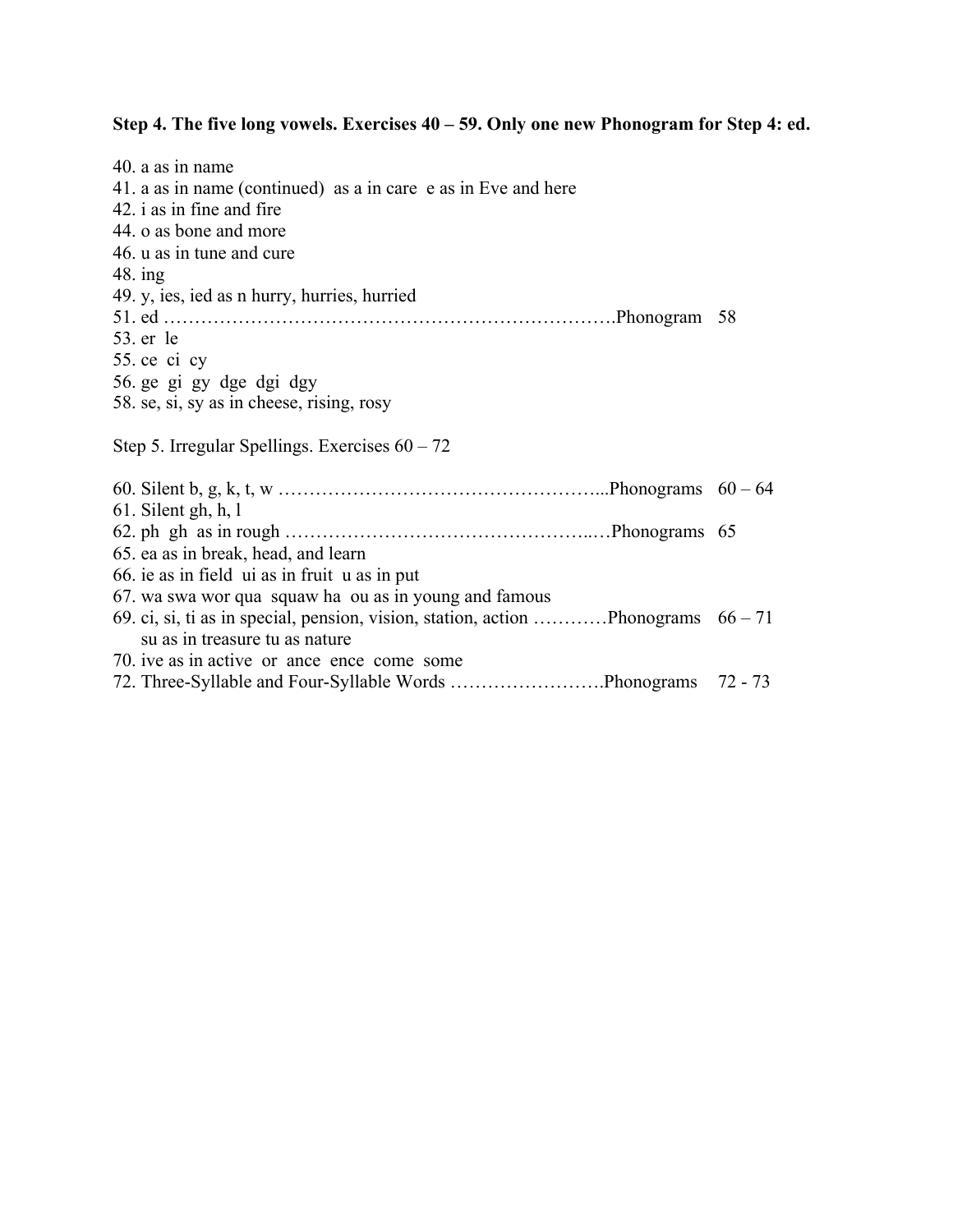**Step 4. The five long vowels. Exercises 40 – 59. Only one new Phonogram for Step 4: ed.**

40. a as in name  
41. a as in name (continued)  as a in care  e as in Eve and here  
42. i as in fine and fire  
44. o as bone and more  
46. u as in tune and cure  
48. ing  
49. y, ies, ied as n hurry, hurries, hurried  
51. ed ……………………………………………………………….Phonogram   58  
53. er  le  
55. ce  ci  cy  
56. ge  gi  gy  dge  dgi  dgy  
58. se, si, sy as in cheese, rising, rosy

Step 5. Irregular Spellings. Exercises 60 – 72

60. Silent b, g, k, t, w ……………………………………………...Phonograms   60 – 64  
61. Silent gh, h, l  
62. ph  gh  as in rough …………………………………………..…Phonograms   65  
65. ea as in break, head, and learn  
66. ie as in field  ui as in fruit  u as in put  
67. wa swa wor qua  squaw ha  ou as in young and famous  
69. ci, si, ti as in special, pension, vision, station, action …………Phonograms   66 – 71  
    su as in treasure tu as nature  
70. ive as in active  or  ance  ence  come  some  
72. Three-Syllable and Four-Syllable Words …………………….Phonograms   72 - 73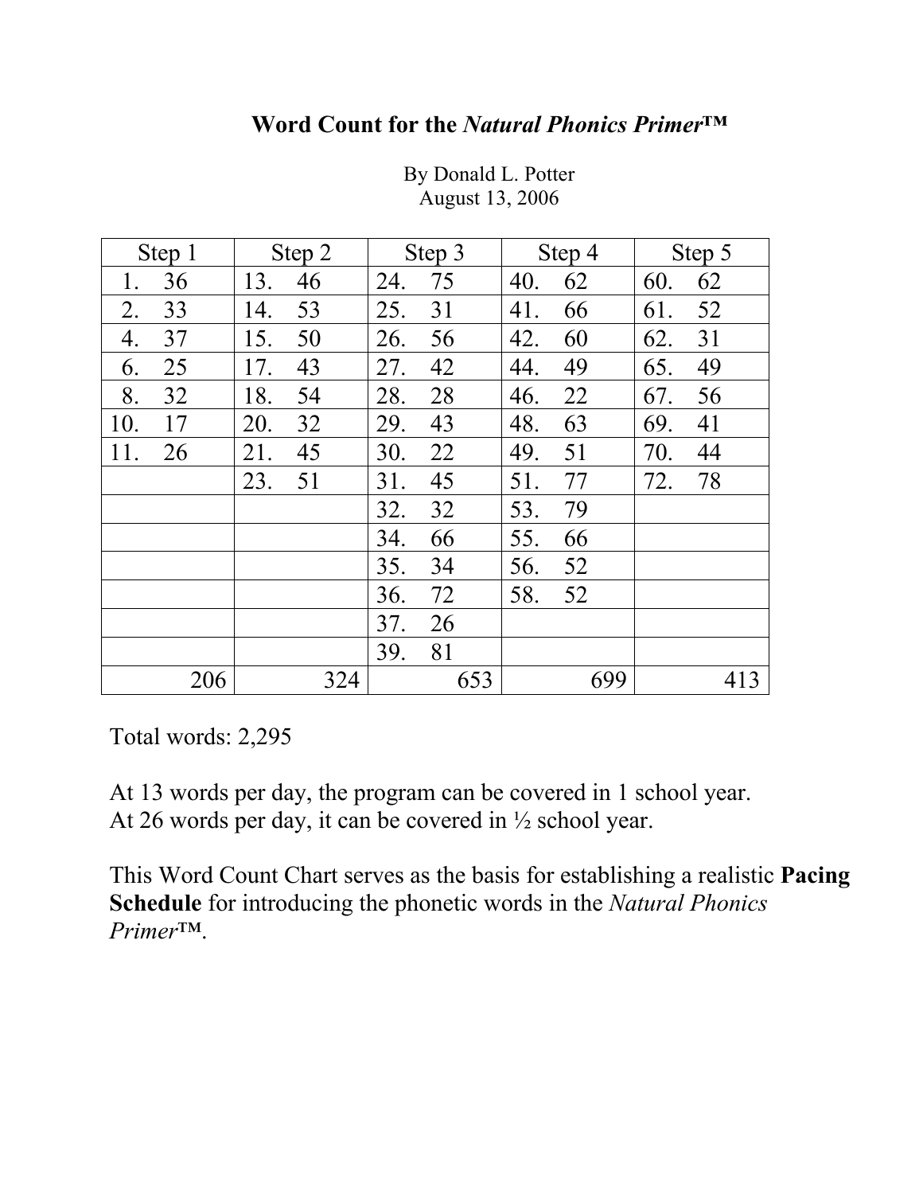# Word Count for the *Natural Phonics Primer™*

By Donald L. Potter
August 13, 2006

| Step 1 | Step 2 | Step 3 | Step 4 | Step 5 |
|---|---|---|---|---|
| 1. 36 | 13. 46 | 24. 75 | 40. 62 | 60. 62 |
| 2. 33 | 14. 53 | 25. 31 | 41. 66 | 61. 52 |
| 4. 37 | 15. 50 | 26. 56 | 42. 60 | 62. 31 |
| 6. 25 | 17. 43 | 27. 42 | 44. 49 | 65. 49 |
| 8. 32 | 18. 54 | 28. 28 | 46. 22 | 67. 56 |
| 10. 17 | 20. 32 | 29. 43 | 48. 63 | 69. 41 |
| 11. 26 | 21. 45 | 30. 22 | 49. 51 | 70. 44 |
| | 23. 51 | 31. 45 | 51. 77 | 72. 78 |
| | | 32. 32 | 53. 79 | |
| | | 34. 66 | 55. 66 | |
| | | 35. 34 | 56. 52 | |
| | | 36. 72 | 58. 52 | |
| | | 37. 26 | | |
| | | 39. 81 | | |
| 206 | 324 | 653 | 699 | 413 |

Total words: 2,295

At 13 words per day, the program can be covered in 1 school year.
At 26 words per day, it can be covered in ½ school year.

This Word Count Chart serves as the basis for establishing a realistic **Pacing Schedule** for introducing the phonetic words in the *Natural Phonics Primer™*.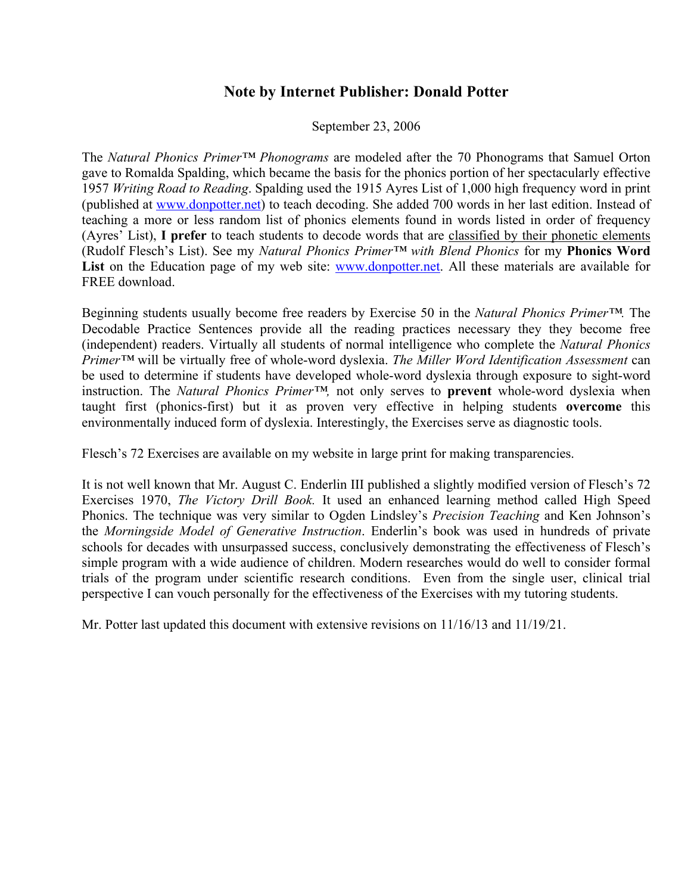## Note by Internet Publisher: Donald Potter

September 23, 2006

The *Natural Phonics Primer™ Phonograms* are modeled after the 70 Phonograms that Samuel Orton gave to Romalda Spalding, which became the basis for the phonics portion of her spectacularly effective 1957 *Writing Road to Reading*. Spalding used the 1915 Ayres List of 1,000 high frequency word in print (published at www.donpotter.net) to teach decoding. She added 700 words in her last edition. Instead of teaching a more or less random list of phonics elements found in words listed in order of frequency (Ayres' List), **I prefer** to teach students to decode words that are classified by their phonetic elements (Rudolf Flesch's List). See my *Natural Phonics Primer™ with Blend Phonics* for my **Phonics Word List** on the Education page of my web site: www.donpotter.net. All these materials are available for FREE download.

Beginning students usually become free readers by Exercise 50 in the *Natural Phonics Primer™*. The Decodable Practice Sentences provide all the reading practices necessary they they become free (independent) readers. Virtually all students of normal intelligence who complete the *Natural Phonics Primer™* will be virtually free of whole-word dyslexia. *The Miller Word Identification Assessment* can be used to determine if students have developed whole-word dyslexia through exposure to sight-word instruction. The *Natural Phonics Primer™,* not only serves to **prevent** whole-word dyslexia when taught first (phonics-first) but it as proven very effective in helping students **overcome** this environmentally induced form of dyslexia. Interestingly, the Exercises serve as diagnostic tools.

Flesch's 72 Exercises are available on my website in large print for making transparencies.

It is not well known that Mr. August C. Enderlin III published a slightly modified version of Flesch's 72 Exercises 1970, *The Victory Drill Book.* It used an enhanced learning method called High Speed Phonics. The technique was very similar to Ogden Lindsley's *Precision Teaching* and Ken Johnson's the *Morningside Model of Generative Instruction*. Enderlin's book was used in hundreds of private schools for decades with unsurpassed success, conclusively demonstrating the effectiveness of Flesch's simple program with a wide audience of children. Modern researches would do well to consider formal trials of the program under scientific research conditions. Even from the single user, clinical trial perspective I can vouch personally for the effectiveness of the Exercises with my tutoring students.

Mr. Potter last updated this document with extensive revisions on 11/16/13 and 11/19/21.